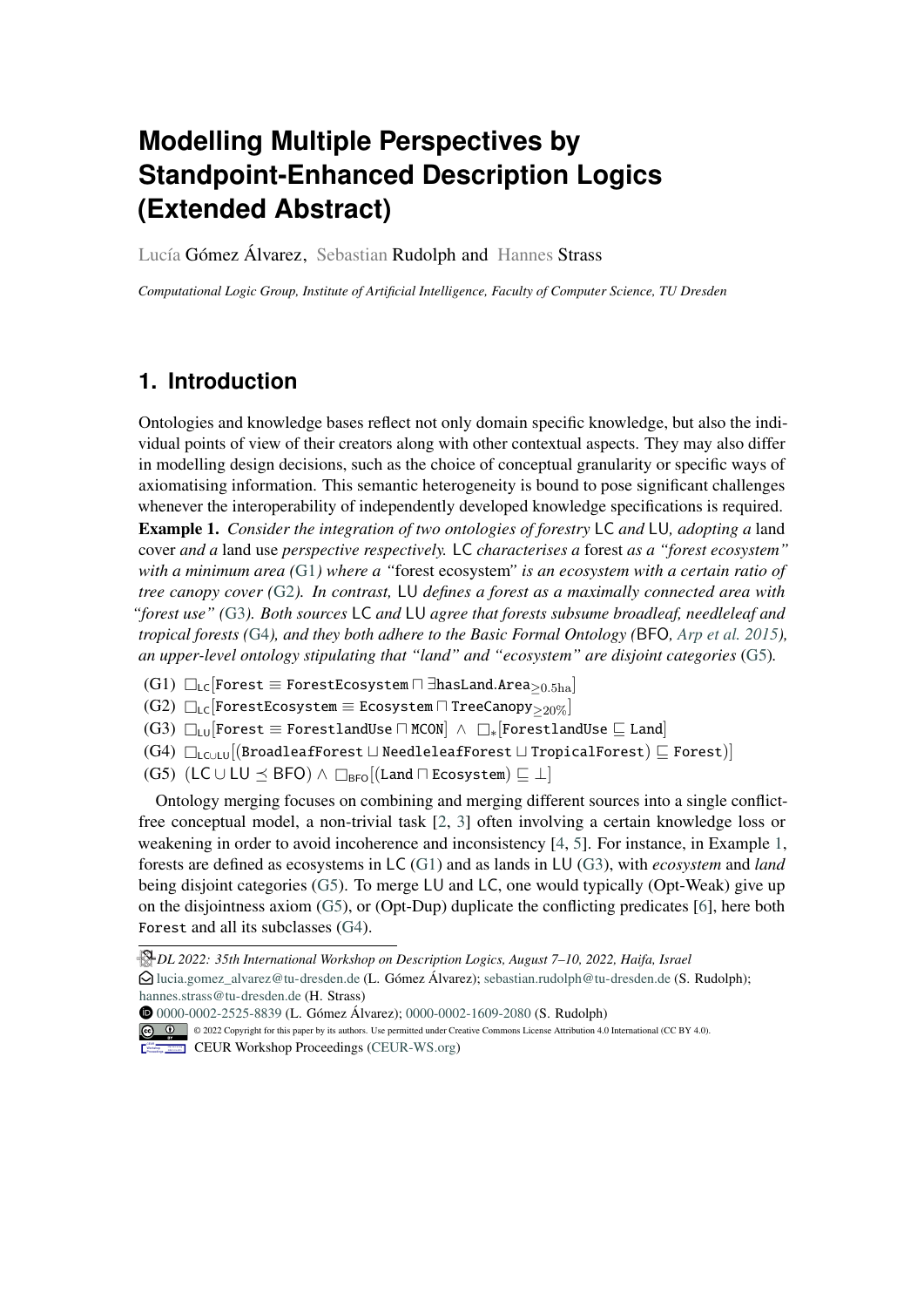# Modelling Multiple Perspectives by Standpoint-Enhanced Description Logics (Extended Abstract)

Lucía Gómez Álvarez, Sebastian Rudolph and Hannes Strass

*Computational Logic Group, Institute of Artificial Intelligence, Faculty of Computer Science, TU Dresden*

## 1. Introduction

Ontologies and knowledge bases reflect not only domain specific knowledge, but also the individual points of view of their creators along with other contextual aspects. They may also differ in modelling design decisions, such as the choice of conceptual granularity or specific ways of axiomatising information. This semantic heterogeneity is bound to pose significant challenges whenever the interoperability of independently developed knowledge specifications is required.

**Example 1.** *Consider the integration of two ontologies of forestry* LC *and* LU*, adopting a* land cover *and a* land use *perspective respectively.* LC *characterises a* forest *as a "forest ecosystem" with a minimum area (*G1*) where a "*forest ecosystem*" is an ecosystem with a certain ratio of tree canopy cover (*G2*). In contrast,* LU *defines a forest as a maximally connected area with "forest use" (*G3*). Both sources* LC *and* LU *agree that forests subsume broadleaf, needleleaf and tropical forests (*G4*), and they both adhere to the Basic Formal Ontology (*BFO*, Arp et al. 2015), an upper-level ontology stipulating that "land" and "ecosystem" are disjoint categories (*G5*).*

(G1) $\square_{\mathsf{LC}}[\mathtt{Forest} \equiv \mathtt{ForestEcosystem} \sqcap \exists \mathtt{hasLand}.\mathtt{Area}_{\geq 0.5\mathrm{ha}}]$

(G2) $\square_{\mathsf{LC}}[\mathtt{ForestEcosystem} \equiv \mathtt{Ecosystem} \sqcap \mathtt{TreeCanopy}_{\geq 20\%}]$

(G3) $\square_{\mathsf{LU}}[\mathtt{Forest} \equiv \mathtt{ForestlandUse} \sqcap \mathtt{MCON}] \ \wedge\ \square_{*}[\mathtt{ForestlandUse} \sqsubseteq \mathtt{Land}]$

(G4) $\square_{\mathsf{LC}\cup\mathsf{LU}}[(\mathtt{BroadleafForest} \sqcup \mathtt{NeedleleafForest} \sqcup \mathtt{TropicalForest}) \sqsubseteq \mathtt{Forest})]$

(G5) $(\mathsf{LC} \cup \mathsf{LU} \preceq \mathsf{BFO}) \wedge \square_{\mathsf{BFO}}[(\mathtt{Land} \sqcap \mathtt{Ecosystem}) \sqsubseteq \bot]$

Ontology merging focuses on combining and merging different sources into a single conflict-free conceptual model, a non-trivial task [2, 3] often involving a certain knowledge loss or weakening in order to avoid incoherence and inconsistency [4, 5]. For instance, in Example 1, forests are defined as ecosystems in LC (G1) and as lands in LU (G3), with *ecosystem* and *land* being disjoint categories (G5). To merge LU and LC, one would typically (Opt-Weak) give up on the disjointness axiom (G5), or (Opt-Dup) duplicate the conflicting predicates [6], here both Forest and all its subclasses (G4).

---

*DL 2022: 35th International Workshop on Description Logics, August 7–10, 2022, Haifa, Israel*

lucia.gomez_alvarez@tu-dresden.de (L. Gómez Álvarez); sebastian.rudolph@tu-dresden.de (S. Rudolph); hannes.strass@tu-dresden.de (H. Strass)

0000-0002-2525-8839 (L. Gómez Álvarez); 0000-0002-1609-2080 (S. Rudolph)

© 2022 Copyright for this paper by its authors. Use permitted under Creative Commons License Attribution 4.0 International (CC BY 4.0).

CEUR Workshop Proceedings (CEUR-WS.org)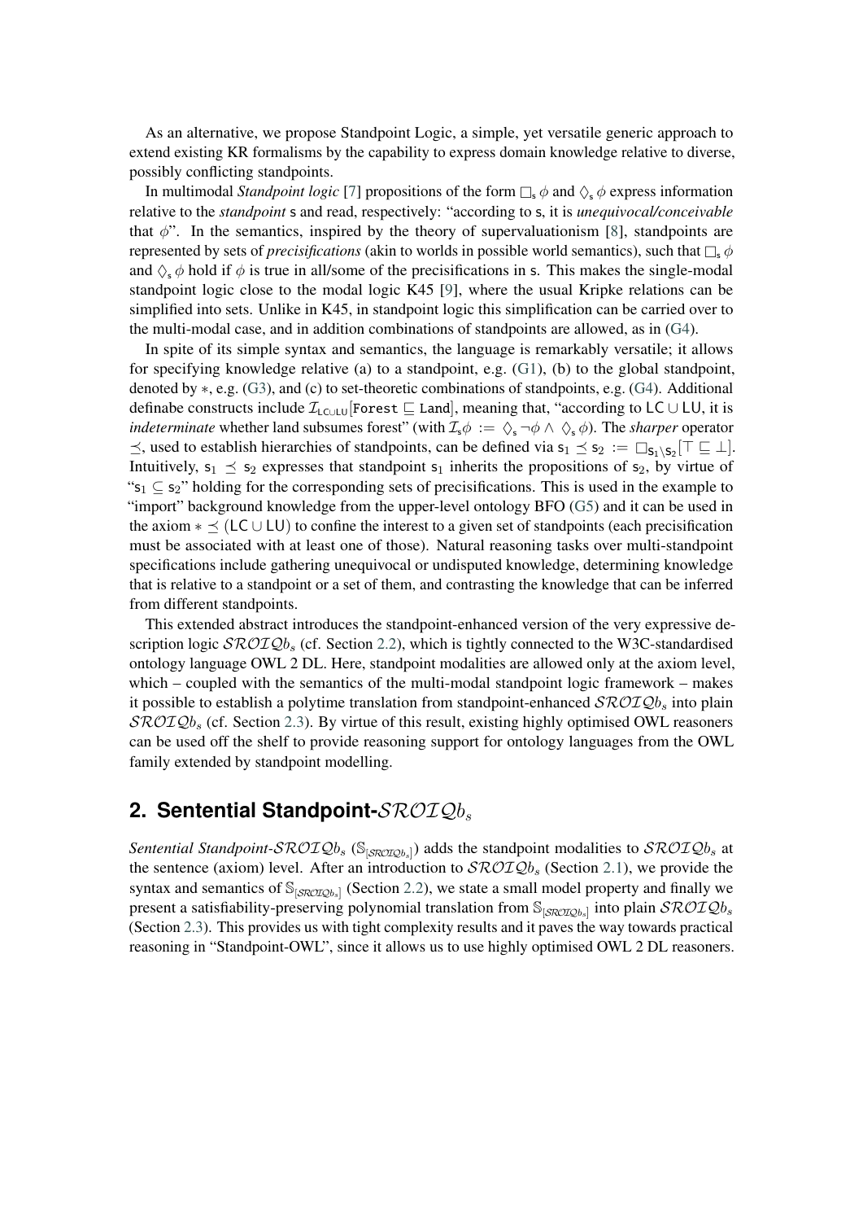As an alternative, we propose Standpoint Logic, a simple, yet versatile generic approach to extend existing KR formalisms by the capability to express domain knowledge relative to diverse, possibly conflicting standpoints.

In multimodal *Standpoint logic* [7] propositions of the form $\square_{\mathsf{s}}\,\phi$ and $\lozenge_{\mathsf{s}}\,\phi$ express information relative to the *standpoint* $\mathsf{s}$ and read, respectively: "according to $\mathsf{s}$, it is *unequivocal/conceivable* that $\phi$". In the semantics, inspired by the theory of supervaluationism [8], standpoints are represented by sets of *precisifications* (akin to worlds in possible world semantics), such that $\square_{\mathsf{s}}\,\phi$ and $\lozenge_{\mathsf{s}}\,\phi$ hold if $\phi$ is true in all/some of the precisifications in $\mathsf{s}$. This makes the single-modal standpoint logic close to the modal logic K45 [9], where the usual Kripke relations can be simplified into sets. Unlike in K45, in standpoint logic this simplification can be carried over to the multi-modal case, and in addition combinations of standpoints are allowed, as in (G4).

In spite of its simple syntax and semantics, the language is remarkably versatile; it allows for specifying knowledge relative (a) to a standpoint, e.g. (G1), (b) to the global standpoint, denoted by $*$, e.g. (G3), and (c) to set-theoretic combinations of standpoints, e.g. (G4). Additional definabe constructs include $\mathcal{I}_{\mathsf{LC}\cup\mathsf{LU}}[\mathtt{Forest} \sqsubseteq \mathtt{Land}]$, meaning that, "according to $\mathsf{LC} \cup \mathsf{LU}$, it is *indeterminate* whether land subsumes forest" (with $\mathcal{I}_{\mathsf{s}}\phi := \lozenge_{\mathsf{s}}\neg\phi \wedge \lozenge_{\mathsf{s}}\,\phi$). The *sharper* operator $\preceq$, used to establish hierarchies of standpoints, can be defined via $\mathsf{s}_1 \preceq \mathsf{s}_2 := \square_{\mathsf{s}_1\setminus\mathsf{s}_2}[\top \sqsubseteq \bot]$. Intuitively, $\mathsf{s}_1 \preceq \mathsf{s}_2$ expresses that standpoint $\mathsf{s}_1$ inherits the propositions of $\mathsf{s}_2$, by virtue of "$\mathsf{s}_1 \subseteq \mathsf{s}_2$" holding for the corresponding sets of precisifications. This is used in the example to "import" background knowledge from the upper-level ontology BFO (G5) and it can be used in the axiom $* \preceq (\mathsf{LC} \cup \mathsf{LU})$ to confine the interest to a given set of standpoints (each precisification must be associated with at least one of those). Natural reasoning tasks over multi-standpoint specifications include gathering unequivocal or undisputed knowledge, determining knowledge that is relative to a standpoint or a set of them, and contrasting the knowledge that can be inferred from different standpoints.

This extended abstract introduces the standpoint-enhanced version of the very expressive description logic $\mathcal{SROIQ}b_s$ (cf. Section 2.2), which is tightly connected to the W3C-standardised ontology language OWL 2 DL. Here, standpoint modalities are allowed only at the axiom level, which – coupled with the semantics of the multi-modal standpoint logic framework – makes it possible to establish a polytime translation from standpoint-enhanced $\mathcal{SROIQ}b_s$ into plain $\mathcal{SROIQ}b_s$ (cf. Section 2.3). By virtue of this result, existing highly optimised OWL reasoners can be used off the shelf to provide reasoning support for ontology languages from the OWL family extended by standpoint modelling.

## 2. Sentential Standpoint-$\mathcal{SROIQ}b_s$

*Sentential Standpoint-$\mathcal{SROIQ}b_s$* ($\mathbb{S}_{[\mathcal{SROIQ}b_s]}$) adds the standpoint modalities to $\mathcal{SROIQ}b_s$ at the sentence (axiom) level. After an introduction to $\mathcal{SROIQ}b_s$ (Section 2.1), we provide the syntax and semantics of $\mathbb{S}_{[\mathcal{SROIQ}b_s]}$ (Section 2.2), we state a small model property and finally we present a satisfiability-preserving polynomial translation from $\mathbb{S}_{[\mathcal{SROIQ}b_s]}$ into plain $\mathcal{SROIQ}b_s$ (Section 2.3). This provides us with tight complexity results and it paves the way towards practical reasoning in "Standpoint-OWL", since it allows us to use highly optimised OWL 2 DL reasoners.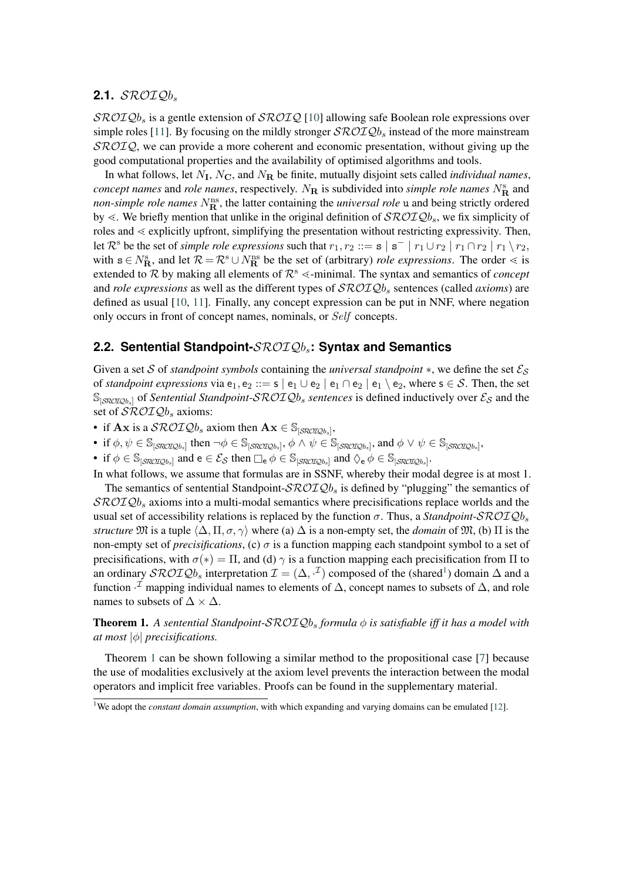### 2.1. $\mathcal{SROIQ}b_s$

$\mathcal{SROIQ}b_s$ is a gentle extension of $\mathcal{SROIQ}$ [10] allowing safe Boolean role expressions over simple roles [11]. By focusing on the mildly stronger $\mathcal{SROIQ}b_s$ instead of the more mainstream $\mathcal{SROIQ}$, we can provide a more coherent and economic presentation, without giving up the good computational properties and the availability of optimised algorithms and tools.

In what follows, let $N_\mathbf{I}$, $N_\mathbf{C}$, and $N_\mathbf{R}$ be finite, mutually disjoint sets called *individual names*, *concept names* and *role names*, respectively. $N_\mathbf{R}$ is subdivided into *simple role names* $N_\mathbf{R}^\mathrm{s}$ and *non-simple role names* $N_\mathbf{R}^\mathrm{ns}$, the latter containing the *universal role* $\mathtt{u}$ and being strictly ordered by $\lessdot$. We briefly mention that unlike in the original definition of $\mathcal{SROIQ}b_s$, we fix simplicity of roles and $\lessdot$ explicitly upfront, simplifying the presentation without restricting expressivity. Then, let $\mathcal{R}^\mathrm{s}$ be the set of *simple role expressions* such that $r_1, r_2 ::= \mathtt{s} \mid \mathtt{s}^- \mid r_1 \cup r_2 \mid r_1 \cap r_2 \mid r_1 \setminus r_2$, with $\mathtt{s} \in N_\mathbf{R}^\mathrm{s}$, and let $\mathcal{R} = \mathcal{R}^\mathrm{s} \cup N_\mathbf{R}^\mathrm{ns}$ be the set of (arbitrary) *role expressions*. The order $\lessdot$ is extended to $\mathcal{R}$ by making all elements of $\mathcal{R}^\mathrm{s}$ $\lessdot$-minimal. The syntax and semantics of *concept* and *role expressions* as well as the different types of $\mathcal{SROIQ}b_s$ sentences (called *axioms*) are defined as usual [10, 11]. Finally, any concept expression can be put in NNF, where negation only occurs in front of concept names, nominals, or $\mathit{Self}$ concepts.

### 2.2. Sentential Standpoint-$\mathcal{SROIQ}b_s$: Syntax and Semantics

Given a set $\mathcal{S}$ of *standpoint symbols* containing the *universal standpoint* $*$, we define the set $\mathcal{E}_\mathcal{S}$ of *standpoint expressions* via $\mathsf{e}_1, \mathsf{e}_2 ::= \mathsf{s} \mid \mathsf{e}_1 \cup \mathsf{e}_2 \mid \mathsf{e}_1 \cap \mathsf{e}_2 \mid \mathsf{e}_1 \setminus \mathsf{e}_2$, where $\mathsf{s} \in \mathcal{S}$. Then, the set $\mathbb{S}_{[\mathcal{SROIQ}b_s]}$ of *Sentential Standpoint-$\mathcal{SROIQ}b_s$ sentences* is defined inductively over $\mathcal{E}_\mathcal{S}$ and the set of $\mathcal{SROIQ}b_s$ axioms:

- if $\mathbf{Ax}$ is a $\mathcal{SROIQ}b_s$ axiom then $\mathbf{Ax} \in \mathbb{S}_{[\mathcal{SROIQ}b_s]}$,
- if $\phi, \psi \in \mathbb{S}_{[\mathcal{SROIQ}b_s]}$ then $\neg\phi \in \mathbb{S}_{[\mathcal{SROIQ}b_s]}$, $\phi \wedge \psi \in \mathbb{S}_{[\mathcal{SROIQ}b_s]}$, and $\phi \vee \psi \in \mathbb{S}_{[\mathcal{SROIQ}b_s]}$,
- if $\phi \in \mathbb{S}_{[\mathcal{SROIQ}b_s]}$ and $\mathsf{e} \in \mathcal{E}_\mathcal{S}$ then $\Box_\mathsf{e}\, \phi \in \mathbb{S}_{[\mathcal{SROIQ}b_s]}$ and $\Diamond_\mathsf{e}\, \phi \in \mathbb{S}_{[\mathcal{SROIQ}b_s]}$.

In what follows, we assume that formulas are in SSNF, whereby their modal degree is at most 1.

The semantics of sentential Standpoint-$\mathcal{SROIQ}b_s$ is defined by "plugging" the semantics of $\mathcal{SROIQ}b_s$ axioms into a multi-modal semantics where precisifications replace worlds and the usual set of accessibility relations is replaced by the function $\sigma$. Thus, a *Standpoint-$\mathcal{SROIQ}b_s$ structure* $\mathfrak{M}$ is a tuple $\langle \Delta, \Pi, \sigma, \gamma \rangle$ where (a) $\Delta$ is a non-empty set, the *domain* of $\mathfrak{M}$, (b) $\Pi$ is the non-empty set of *precisifications*, (c) $\sigma$ is a function mapping each standpoint symbol to a set of precisifications, with $\sigma(*) = \Pi$, and (d) $\gamma$ is a function mapping each precisification from $\Pi$ to an ordinary $\mathcal{SROIQ}b_s$ interpretation $\mathcal{I} = (\Delta, \cdot^\mathcal{I})$ composed of the (shared[1]) domain $\Delta$ and a function $\cdot^\mathcal{I}$ mapping individual names to elements of $\Delta$, concept names to subsets of $\Delta$, and role names to subsets of $\Delta \times \Delta$.

**Theorem 1.** *A sentential Standpoint-$\mathcal{SROIQ}b_s$ formula $\phi$ is satisfiable iff it has a model with at most $|\phi|$ precisifications.*

Theorem 1 can be shown following a similar method to the propositional case [7] because the use of modalities exclusively at the axiom level prevents the interaction between the modal operators and implicit free variables. Proofs can be found in the supplementary material.

[1] We adopt the *constant domain assumption*, with which expanding and varying domains can be emulated [12].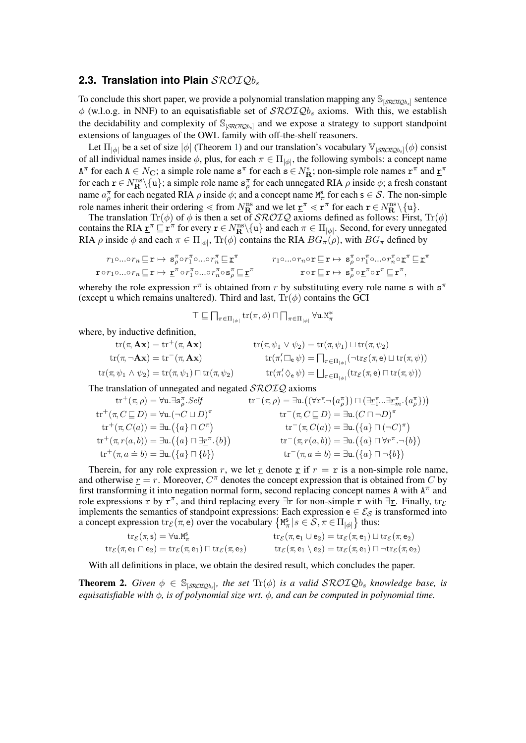### 2.3. Translation into Plain $\mathcal{SROIQ}b_s$

To conclude this short paper, we provide a polynomial translation mapping any $\mathbb{S}_{[\mathcal{SROIQ}b_s]}$ sentence $\phi$ (w.l.o.g. in NNF) to an equisatisfiable set of $\mathcal{SROIQ}b_s$ axioms. With this, we establish the decidability and complexity of $\mathbb{S}_{[\mathcal{SROIQ}b_s]}$ and we expose a strategy to support standpoint extensions of languages of the OWL family with off-the-shelf reasoners.

Let $\Pi_{|\phi|}$ be a set of size $|\phi|$ (Theorem 1) and our translation's vocabulary $\mathbb{V}_{[\mathcal{SROIQ}b_s]}(\phi)$ consist of all individual names inside $\phi$, plus, for each $\pi \in \Pi_{|\phi|}$, the following symbols: a concept name $\mathtt{A}^\pi$ for each $\mathtt{A} \in N_\mathbf{C}$; a simple role name $\mathtt{s}^\pi$ for each $\mathtt{s} \in N_\mathbf{R}^\mathrm{s}$; non-simple role names $\mathtt{r}^\pi$ and $\underline{\mathtt{r}}^\pi$ for each $\mathtt{r} \in N_\mathbf{R}^\mathrm{ns} \setminus \{\mathtt{u}\}$; a simple role name $\mathtt{s}_\rho^\pi$ for each unnegated RIA $\rho$ inside $\phi$; a fresh constant name $a_\rho^\pi$ for each negated RIA $\rho$ inside $\phi$; and a concept name $\mathtt{M}_\pi^\mathtt{s}$ for each $\mathtt{s} \in \mathcal{S}$. The non-simple role names inherit their ordering $\lessdot$ from $N_\mathbf{R}^\mathrm{ns}$ and we let $\underline{\mathtt{r}}^\pi \lessdot \mathtt{r}^\pi$ for each $\mathtt{r} \in N_\mathbf{R}^\mathrm{ns} \setminus \{\mathtt{u}\}$.

The translation $\mathrm{Tr}(\phi)$ of $\phi$ is then a set of $\mathcal{SROIQ}$ axioms defined as follows: First, $\mathrm{Tr}(\phi)$ contains the RIA $\underline{\mathtt{r}}^\pi \sqsubseteq \mathtt{r}^\pi$ for every $\mathtt{r} \in N_\mathbf{R}^\mathrm{ns} \setminus \{\mathtt{u}\}$ and each $\pi \in \Pi_{|\phi|}$. Second, for every unnegated RIA $\rho$ inside $\phi$ and each $\pi \in \Pi_{|\phi|}$, $\mathrm{Tr}(\phi)$ contains the RIA $BG_\pi(\rho)$, with $BG_\pi$ defined by

$$r_1 \circ \ldots \circ r_n \sqsubseteq \mathtt{r} \mapsto \mathtt{s}_\rho^\pi \circ r_1^\pi \circ \ldots \circ r_n^\pi \sqsubseteq \underline{\mathtt{r}}^\pi \qquad r_1 \circ \ldots \circ r_n \circ \mathtt{r} \sqsubseteq \mathtt{r} \mapsto \mathtt{s}_\rho^\pi \circ r_1^\pi \circ \ldots \circ r_n^\pi \circ \underline{\mathtt{r}}^\pi \sqsubseteq \underline{\mathtt{r}}^\pi$$

$$\mathtt{r} \circ r_1 \circ \ldots \circ r_n \sqsubseteq \mathtt{r} \mapsto \underline{\mathtt{r}}^\pi \circ r_1^\pi \circ \ldots \circ r_n^\pi \circ \mathtt{s}_\rho^\pi \sqsubseteq \underline{\mathtt{r}}^\pi \qquad \mathtt{r} \circ \mathtt{r} \sqsubseteq \mathtt{r} \mapsto \mathtt{s}_\rho^\pi \circ \underline{\mathtt{r}}^\pi \circ \mathtt{r}^\pi \sqsubseteq \underline{\mathtt{r}}^\pi,$$

whereby the role expression $r^\pi$ is obtained from $r$ by substituting every role name $\mathtt{s}$ with $\mathtt{s}^\pi$ (except $\mathtt{u}$ which remains unaltered). Third and last, $\mathrm{Tr}(\phi)$ contains the GCI

$$\top \sqsubseteq \textstyle\bigsqcap_{\pi \in \Pi_{|\phi|}} \mathrm{tr}(\pi, \phi) \sqcap \bigsqcap_{\pi \in \Pi_{|\phi|}} \forall \mathtt{u}.\mathtt{M}_\pi^*$$

where, by inductive definition,

$$\mathrm{tr}(\pi, \mathbf{Ax}) = \mathrm{tr}^+(\pi, \mathbf{Ax}) \qquad \mathrm{tr}(\pi, \psi_1 \vee \psi_2) = \mathrm{tr}(\pi, \psi_1) \sqcup \mathrm{tr}(\pi, \psi_2)$$

$$\mathrm{tr}(\pi, \neg\mathbf{Ax}) = \mathrm{tr}^-(\pi, \mathbf{Ax}) \qquad \mathrm{tr}(\pi', \square_\mathtt{e}\, \psi) = \textstyle\bigsqcap_{\pi \in \Pi_{|\phi|}} (\neg \mathrm{tr}_\mathcal{E}(\pi, \mathtt{e}) \sqcup \mathrm{tr}(\pi, \psi))$$

$$\mathrm{tr}(\pi, \psi_1 \wedge \psi_2) = \mathrm{tr}(\pi, \psi_1) \sqcap \mathrm{tr}(\pi, \psi_2) \qquad \mathrm{tr}(\pi', \Diamond_\mathtt{e}\, \psi) = \textstyle\bigsqcup_{\pi \in \Pi_{|\phi|}} (\mathrm{tr}_\mathcal{E}(\pi, \mathtt{e}) \sqcap \mathrm{tr}(\pi, \psi))$$

The translation of unnegated and negated $\mathcal{SROIQ}$ axioms

$$\mathrm{tr}^+(\pi, \rho) = \forall \mathtt{u}.\exists \mathtt{s}_\rho^\pi.\mathit{Self} \qquad \mathrm{tr}^-(\pi, \rho) = \exists \mathtt{u}.\big((\forall \mathtt{r}^\pi.\neg\{a_\rho^\pi\}) \sqcap (\exists \underline{r}_1^\pi \ldots \exists \underline{r}_m^\pi.\{a_\rho^\pi\})\big)$$

$$\mathrm{tr}^+(\pi, C \sqsubseteq D) = \forall \mathtt{u}.(\neg C \sqcup D)^\pi \qquad \mathrm{tr}^-(\pi, C \sqsubseteq D) = \exists \mathtt{u}.(C \sqcap \neg D)^\pi$$

$$\mathrm{tr}^+(\pi, C(a)) = \exists \mathtt{u}.\big(\{a\} \sqcap C^\pi\big) \qquad \mathrm{tr}^-(\pi, C(a)) = \exists \mathtt{u}.\big(\{a\} \sqcap (\neg C)^\pi\big)$$

$$\mathrm{tr}^+(\pi, r(a, b)) = \exists \mathtt{u}.\big(\{a\} \sqcap \exists \underline{r}^\pi.\{b\}\big) \qquad \mathrm{tr}^-(\pi, r(a, b)) = \exists \mathtt{u}.\big(\{a\} \sqcap \forall r^\pi.\neg\{b\}\big)$$

$$\mathrm{tr}^+(\pi, a \doteq b) = \exists \mathtt{u}.\big(\{a\} \sqcap \{b\}\big) \qquad \mathrm{tr}^-(\pi, a \doteq b) = \exists \mathtt{u}.\big(\{a\} \sqcap \neg\{b\}\big)$$

Therein, for any role expression $r$, we let $\underline{r}$ denote $\underline{\mathtt{r}}$ if $r = \mathtt{r}$ is a non-simple role name, and otherwise $\underline{r} = r$. Moreover, $C^\pi$ denotes the concept expression that is obtained from $C$ by first transforming it into negation normal form, second replacing concept names $\mathtt{A}$ with $\mathtt{A}^\pi$ and role expressions $\mathtt{r}$ by $\mathtt{r}^\pi$, and third replacing every $\exists \mathtt{r}$ for non-simple $\mathtt{r}$ with $\exists \underline{\mathtt{r}}$. Finally, $\mathrm{tr}_\mathcal{E}$ implements the semantics of standpoint expressions: Each expression $\mathtt{e} \in \mathcal{E}_\mathcal{S}$ is transformed into a concept expression $\mathrm{tr}_\mathcal{E}(\pi, \mathtt{e})$ over the vocabulary $\{\mathtt{M}_\pi^\mathtt{s} \mid s \in \mathcal{S}, \pi \in \Pi_{|\phi|}\}$ thus:

$$\mathrm{tr}_\mathcal{E}(\pi, \mathtt{s}) = \forall \mathtt{u}.\mathtt{M}_\pi^\mathtt{s} \qquad \mathrm{tr}_\mathcal{E}(\pi, \mathtt{e}_1 \cup \mathtt{e}_2) = \mathrm{tr}_\mathcal{E}(\pi, \mathtt{e}_1) \sqcup \mathrm{tr}_\mathcal{E}(\pi, \mathtt{e}_2)$$

$$\mathrm{tr}_\mathcal{E}(\pi, \mathtt{e}_1 \cap \mathtt{e}_2) = \mathrm{tr}_\mathcal{E}(\pi, \mathtt{e}_1) \sqcap \mathrm{tr}_\mathcal{E}(\pi, \mathtt{e}_2) \qquad \mathrm{tr}_\mathcal{E}(\pi, \mathtt{e}_1 \setminus \mathtt{e}_2) = \mathrm{tr}_\mathcal{E}(\pi, \mathtt{e}_1) \sqcap \neg \mathrm{tr}_\mathcal{E}(\pi, \mathtt{e}_2)$$

With all definitions in place, we obtain the desired result, which concludes the paper.

**Theorem 2.** *Given $\phi \in \mathbb{S}_{[\mathcal{SROIQ}b_s]}$, the set $\mathrm{Tr}(\phi)$ is a valid $\mathcal{SROIQ}b_s$ knowledge base, is equisatisfiable with $\phi$, is of polynomial size wrt. $\phi$, and can be computed in polynomial time.*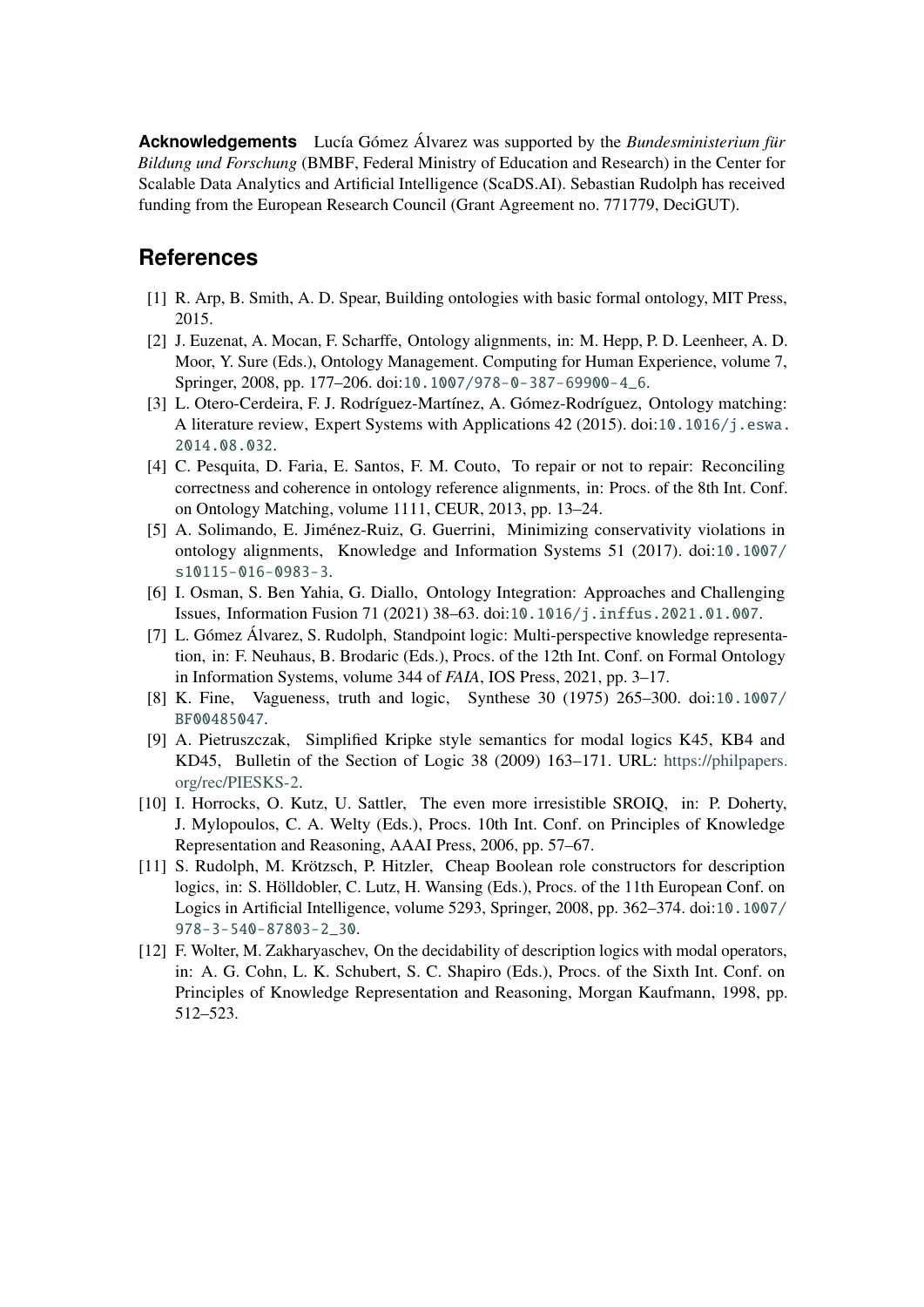**Acknowledgements** Lucía Gómez Álvarez was supported by the *Bundesministerium für Bildung und Forschung* (BMBF, Federal Ministry of Education and Research) in the Center for Scalable Data Analytics and Artificial Intelligence (ScaDS.AI). Sebastian Rudolph has received funding from the European Research Council (Grant Agreement no. 771779, DeciGUT).

## References

[1] R. Arp, B. Smith, A. D. Spear, Building ontologies with basic formal ontology, MIT Press, 2015.

[2] J. Euzenat, A. Mocan, F. Scharffe, Ontology alignments, in: M. Hepp, P. D. Leenheer, A. D. Moor, Y. Sure (Eds.), Ontology Management. Computing for Human Experience, volume 7, Springer, 2008, pp. 177–206. doi:10.1007/978-0-387-69900-4_6.

[3] L. Otero-Cerdeira, F. J. Rodríguez-Martínez, A. Gómez-Rodríguez, Ontology matching: A literature review, Expert Systems with Applications 42 (2015). doi:10.1016/j.eswa.2014.08.032.

[4] C. Pesquita, D. Faria, E. Santos, F. M. Couto, To repair or not to repair: Reconciling correctness and coherence in ontology reference alignments, in: Procs. of the 8th Int. Conf. on Ontology Matching, volume 1111, CEUR, 2013, pp. 13–24.

[5] A. Solimando, E. Jiménez-Ruiz, G. Guerrini, Minimizing conservativity violations in ontology alignments, Knowledge and Information Systems 51 (2017). doi:10.1007/s10115-016-0983-3.

[6] I. Osman, S. Ben Yahia, G. Diallo, Ontology Integration: Approaches and Challenging Issues, Information Fusion 71 (2021) 38–63. doi:10.1016/j.inffus.2021.01.007.

[7] L. Gómez Álvarez, S. Rudolph, Standpoint logic: Multi-perspective knowledge representation, in: F. Neuhaus, B. Brodaric (Eds.), Procs. of the 12th Int. Conf. on Formal Ontology in Information Systems, volume 344 of *FAIA*, IOS Press, 2021, pp. 3–17.

[8] K. Fine, Vagueness, truth and logic, Synthese 30 (1975) 265–300. doi:10.1007/BF00485047.

[9] A. Pietruszczak, Simplified Kripke style semantics for modal logics K45, KB4 and KD45, Bulletin of the Section of Logic 38 (2009) 163–171. URL: https://philpapers.org/rec/PIESKS-2.

[10] I. Horrocks, O. Kutz, U. Sattler, The even more irresistible SROIQ, in: P. Doherty, J. Mylopoulos, C. A. Welty (Eds.), Procs. 10th Int. Conf. on Principles of Knowledge Representation and Reasoning, AAAI Press, 2006, pp. 57–67.

[11] S. Rudolph, M. Krötzsch, P. Hitzler, Cheap Boolean role constructors for description logics, in: S. Hölldobler, C. Lutz, H. Wansing (Eds.), Procs. of the 11th European Conf. on Logics in Artificial Intelligence, volume 5293, Springer, 2008, pp. 362–374. doi:10.1007/978-3-540-87803-2_30.

[12] F. Wolter, M. Zakharyaschev, On the decidability of description logics with modal operators, in: A. G. Cohn, L. K. Schubert, S. C. Shapiro (Eds.), Procs. of the Sixth Int. Conf. on Principles of Knowledge Representation and Reasoning, Morgan Kaufmann, 1998, pp. 512–523.